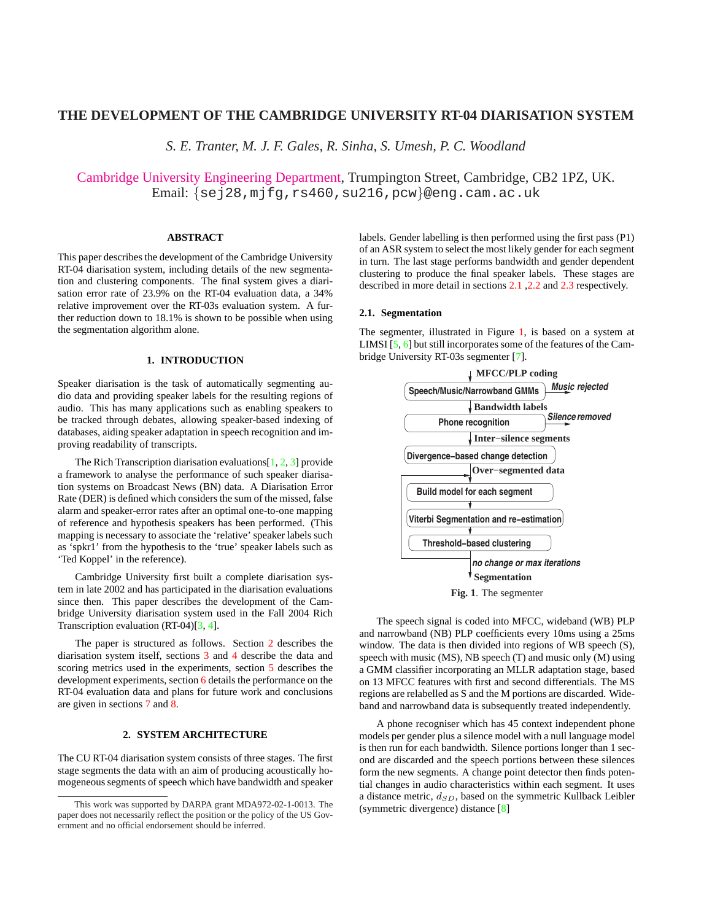# THE DEVELOPMENT OF THE CAMBRIDGE UNIVERSITY RT-04 DIARISATION SYSTEM

*S. E. Tranter, M. J. F. Gales, R. Sinha, S. Umesh, P. C. Woodland*

Cambridge University Engineering Department, Trumpington Street, Cambridge, CB2 1PZ, UK.
Email: {sej28,mjfg,rs460,su216,pcw}@eng.cam.ac.uk

## ABSTRACT

This paper describes the development of the Cambridge University RT-04 diarisation system, including details of the new segmentation and clustering components. The final system gives a diarisation error rate of 23.9% on the RT-04 evaluation data, a 34% relative improvement over the RT-03s evaluation system. A further reduction down to 18.1% is shown to be possible when using the segmentation algorithm alone.

## 1. INTRODUCTION

Speaker diarisation is the task of automatically segmenting audio data and providing speaker labels for the resulting regions of audio. This has many applications such as enabling speakers to be tracked through debates, allowing speaker-based indexing of databases, aiding speaker adaptation in speech recognition and improving readability of transcripts.

The Rich Transcription diarisation evaluations[1, 2, 3] provide a framework to analyse the performance of such speaker diarisation systems on Broadcast News (BN) data. A Diarisation Error Rate (DER) is defined which considers the sum of the missed, false alarm and speaker-error rates after an optimal one-to-one mapping of reference and hypothesis speakers has been performed. (This mapping is necessary to associate the 'relative' speaker labels such as 'spkr1' from the hypothesis to the 'true' speaker labels such as 'Ted Koppel' in the reference).

Cambridge University first built a complete diarisation system in late 2002 and has participated in the diarisation evaluations since then. This paper describes the development of the Cambridge University diarisation system used in the Fall 2004 Rich Transcription evaluation (RT-04)[3, 4].

The paper is structured as follows. Section 2 describes the diarisation system itself, sections 3 and 4 describe the data and scoring metrics used in the experiments, section 5 describes the development experiments, section 6 details the performance on the RT-04 evaluation data and plans for future work and conclusions are given in sections 7 and 8.

## 2. SYSTEM ARCHITECTURE

The CU RT-04 diarisation system consists of three stages. The first stage segments the data with an aim of producing acoustically homogeneous segments of speech which have bandwidth and speaker labels. Gender labelling is then performed using the first pass (P1) of an ASR system to select the most likely gender for each segment in turn. The last stage performs bandwidth and gender dependent clustering to produce the final speaker labels. These stages are described in more detail in sections 2.1 ,2.2 and 2.3 respectively.

### 2.1. Segmentation

The segmenter, illustrated in Figure 1, is based on a system at LIMSI [5, 6] but still incorporates some of the features of the Cambridge University RT-03s segmenter [7].

MFCC/PLP coding
Speech/Music/Narrowband GMMs
*Music rejected*
Bandwidth labels
Phone recognition
*Silence removed*
Inter−silence segments
Divergence−based change detection
Over−segmented data
Build model for each segment
Viterbi Segmentation and re−estimation
Threshold−based clustering
*no change or max iterations*
Segmentation

**Fig. 1**. The segmenter

The speech signal is coded into MFCC, wideband (WB) PLP and narrowband (NB) PLP coefficients every 10ms using a 25ms window. The data is then divided into regions of WB speech (S), speech with music (MS), NB speech (T) and music only (M) using a GMM classifier incorporating an MLLR adaptation stage, based on 13 MFCC features with first and second differentials. The MS regions are relabelled as S and the M portions are discarded. Wideband and narrowband data is subsequently treated independently.

A phone recogniser which has 45 context independent phone models per gender plus a silence model with a null language model is then run for each bandwidth. Silence portions longer than 1 second and are discarded and the speech portions between these silences form the new segments. A change point detector then finds potential changes in audio characteristics within each segment. It uses a distance metric, $d_{SD}$, based on the symmetric Kullback Leibler (symmetric divergence) distance [8]

This work was supported by DARPA grant MDA972-02-1-0013. The paper does not necessarily reflect the position or the policy of the US Government and no official endorsement should be inferred.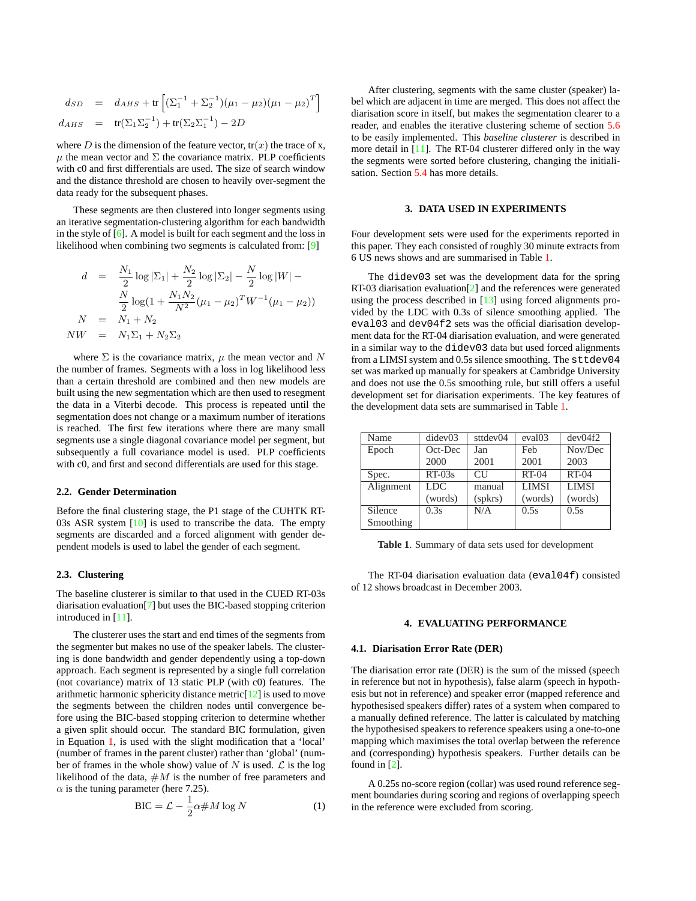$$
\begin{aligned}
d_{SD} &= d_{AHS} + \text{tr}\left[(\Sigma_1^{-1} + \Sigma_2^{-1})(\mu_1 - \mu_2)(\mu_1 - \mu_2)^T\right] \\
d_{AHS} &= \text{tr}(\Sigma_1 \Sigma_2^{-1}) + \text{tr}(\Sigma_2 \Sigma_1^{-1}) - 2D
\end{aligned}
$$

where $D$ is the dimension of the feature vector, $\text{tr}(x)$ the trace of x, $\mu$ the mean vector and $\Sigma$ the covariance matrix. PLP coefficients with c0 and first differentials are used. The size of search window and the distance threshold are chosen to heavily over-segment the data ready for the subsequent phases.

These segments are then clustered into longer segments using an iterative segmentation-clustering algorithm for each bandwidth in the style of [6]. A model is built for each segment and the loss in likelihood when combining two segments is calculated from: [9]

$$
\begin{aligned}
d &= \frac{N_1}{2}\log|\Sigma_1| + \frac{N_2}{2}\log|\Sigma_2| - \frac{N}{2}\log|W| - \\
&\quad \frac{N}{2}\log(1 + \frac{N_1 N_2}{N^2}(\mu_1 - \mu_2)^T W^{-1}(\mu_1 - \mu_2)) \\
N &= N_1 + N_2 \\
NW &= N_1\Sigma_1 + N_2\Sigma_2
\end{aligned}
$$

where $\Sigma$ is the covariance matrix, $\mu$ the mean vector and $N$ the number of frames. Segments with a loss in log likelihood less than a certain threshold are combined and then new models are built using the new segmentation which are then used to resegment the data in a Viterbi decode. This process is repeated until the segmentation does not change or a maximum number of iterations is reached. The first few iterations where there are many small segments use a single diagonal covariance model per segment, but subsequently a full covariance model is used. PLP coefficients with c0, and first and second differentials are used for this stage.

### 2.2. Gender Determination

Before the final clustering stage, the P1 stage of the CUHTK RT-03s ASR system [10] is used to transcribe the data. The empty segments are discarded and a forced alignment with gender dependent models is used to label the gender of each segment.

### 2.3. Clustering

The baseline clusterer is similar to that used in the CUED RT-03s diarisation evaluation[7] but uses the BIC-based stopping criterion introduced in [11].

The clusterer uses the start and end times of the segments from the segmenter but makes no use of the speaker labels. The clustering is done bandwidth and gender dependently using a top-down approach. Each segment is represented by a single full correlation (not covariance) matrix of 13 static PLP (with c0) features. The arithmetic harmonic sphericity distance metric[12] is used to move the segments between the children nodes until convergence before using the BIC-based stopping criterion to determine whether a given split should occur. The standard BIC formulation, given in Equation 1, is used with the slight modification that a 'local' (number of frames in the parent cluster) rather than 'global' (number of frames in the whole show) value of $N$ is used. $\mathcal{L}$ is the log likelihood of the data, $\#M$ is the number of free parameters and $\alpha$ is the tuning parameter (here 7.25).

$$
\text{BIC} = \mathcal{L} - \frac{1}{2}\alpha \#M \log N \tag{1}
$$

After clustering, segments with the same cluster (speaker) label which are adjacent in time are merged. This does not affect the diarisation score in itself, but makes the segmentation clearer to a reader, and enables the iterative clustering scheme of section 5.6 to be easily implemented. This *baseline clusterer* is described in more detail in [11]. The RT-04 clusterer differed only in the way the segments were sorted before clustering, changing the initialisation. Section 5.4 has more details.

## 3. DATA USED IN EXPERIMENTS

Four development sets were used for the experiments reported in this paper. They each consisted of roughly 30 minute extracts from 6 US news shows and are summarised in Table 1.

The `didev03` set was the development data for the spring RT-03 diarisation evaluation[2] and the references were generated using the process described in [13] using forced alignments provided by the LDC with 0.3s of silence smoothing applied. The `eval03` and `dev04f2` sets was the official diarisation development data for the RT-04 diarisation evaluation, and were generated in a similar way to the `didev03` data but used forced alignments from a LIMSI system and 0.5s silence smoothing. The `sttdev04` set was marked up manually for speakers at Cambridge University and does not use the 0.5s smoothing rule, but still offers a useful development set for diarisation experiments. The key features of the development data sets are summarised in Table 1.

| Name | didev03 | sttdev04 | eval03 | dev04f2 |
|---|---|---|---|---|
| Epoch | Oct-Dec 2000 | Jan 2001 | Feb 2001 | Nov/Dec 2003 |
| Spec. | RT-03s | CU | RT-04 | RT-04 |
| Alignment | LDC (words) | manual (spkrs) | LIMSI (words) | LIMSI (words) |
| Silence Smoothing | 0.3s | N/A | 0.5s | 0.5s |

**Table 1**. Summary of data sets used for development

The RT-04 diarisation evaluation data (`eval04f`) consisted of 12 shows broadcast in December 2003.

## 4. EVALUATING PERFORMANCE

### 4.1. Diarisation Error Rate (DER)

The diarisation error rate (DER) is the sum of the missed (speech in reference but not in hypothesis), false alarm (speech in hypothesis but not in reference) and speaker error (mapped reference and hypothesised speakers differ) rates of a system when compared to a manually defined reference. The latter is calculated by matching the hypothesised speakers to reference speakers using a one-to-one mapping which maximises the total overlap between the reference and (corresponding) hypothesis speakers. Further details can be found in [2].

A 0.25s no-score region (collar) was used round reference segment boundaries during scoring and regions of overlapping speech in the reference were excluded from scoring.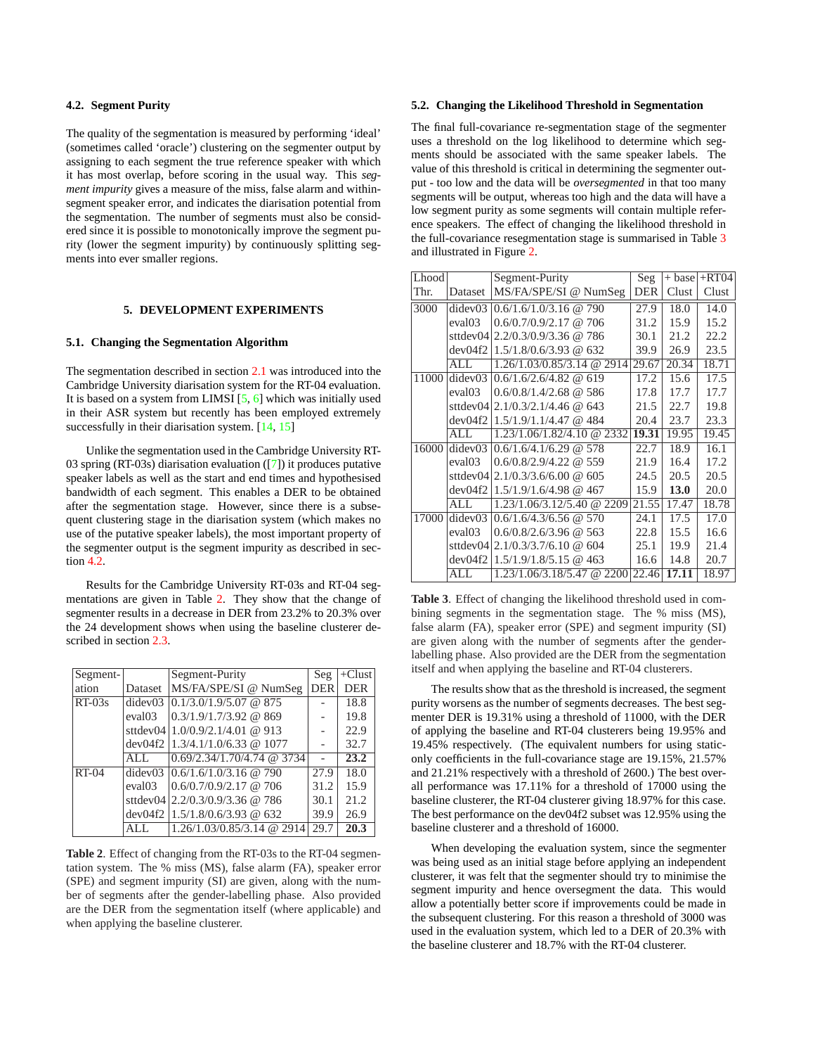### 4.2. Segment Purity

The quality of the segmentation is measured by performing 'ideal' (sometimes called 'oracle') clustering on the segmenter output by assigning to each segment the true reference speaker with which it has most overlap, before scoring in the usual way. This *segment impurity* gives a measure of the miss, false alarm and within-segment speaker error, and indicates the diarisation potential from the segmentation. The number of segments must also be considered since it is possible to monotonically improve the segment purity (lower the segment impurity) by continuously splitting segments into ever smaller regions.

## 5. DEVELOPMENT EXPERIMENTS

### 5.1. Changing the Segmentation Algorithm

The segmentation described in section 2.1 was introduced into the Cambridge University diarisation system for the RT-04 evaluation. It is based on a system from LIMSI [5, 6] which was initially used in their ASR system but recently has been employed extremely successfully in their diarisation system. [14, 15]

Unlike the segmentation used in the Cambridge University RT-03 spring (RT-03s) diarisation evaluation ([7]) it produces putative speaker labels as well as the start and end times and hypothesised bandwidth of each segment. This enables a DER to be obtained after the segmentation stage. However, since there is a subsequent clustering stage in the diarisation system (which makes no use of the putative speaker labels), the most important property of the segmenter output is the segment impurity as described in section 4.2.

Results for the Cambridge University RT-03s and RT-04 segmentations are given in Table 2. They show that the change of segmenter results in a decrease in DER from 23.2% to 20.3% over the 24 development shows when using the baseline clusterer described in section 2.3.

| Segment-ation | Dataset | Segment-Purity MS/FA/SPE/SI @ NumSeg | Seg DER | +Clust DER |
|---|---|---|---|---|
| RT-03s | didev03 | 0.1/3.0/1.9/5.07 @ 875 | - | 18.8 |
| | eval03 | 0.3/1.9/1.7/3.92 @ 869 | - | 19.8 |
| | sttdev04 | 1.0/0.9/2.1/4.01 @ 913 | - | 22.9 |
| | dev04f2 | 1.3/4.1/1.0/6.33 @ 1077 | - | 32.7 |
| | ALL | 0.69/2.34/1.70/4.74 @ 3734 | - | **23.2** |
| RT-04 | didev03 | 0.6/1.6/1.0/3.16 @ 790 | 27.9 | 18.0 |
| | eval03 | 0.6/0.7/0.9/2.17 @ 706 | 31.2 | 15.9 |
| | sttdev04 | 2.2/0.3/0.9/3.36 @ 786 | 30.1 | 21.2 |
| | dev04f2 | 1.5/1.8/0.6/3.93 @ 632 | 39.9 | 26.9 |
| | ALL | 1.26/1.03/0.85/3.14 @ 2914 | 29.7 | **20.3** |

**Table 2**. Effect of changing from the RT-03s to the RT-04 segmentation system. The % miss (MS), false alarm (FA), speaker error (SPE) and segment impurity (SI) are given, along with the number of segments after the gender-labelling phase. Also provided are the DER from the segmentation itself (where applicable) and when applying the baseline clusterer.

### 5.2. Changing the Likelihood Threshold in Segmentation

The final full-covariance re-segmentation stage of the segmenter uses a threshold on the log likelihood to determine which segments should be associated with the same speaker labels. The value of this threshold is critical in determining the segmenter output - too low and the data will be *oversegmented* in that too many segments will be output, whereas too high and the data will have a low segment purity as some segments will contain multiple reference speakers. The effect of changing the likelihood threshold in the full-covariance resegmentation stage is summarised in Table 3 and illustrated in Figure 2.

| Lhood Thr. | Dataset | Segment-Purity MS/FA/SPE/SI @ NumSeg | Seg DER | + base Clust | +RT04 Clust |
|---|---|---|---|---|---|
| 3000 | didev03 | 0.6/1.6/1.0/3.16 @ 790 | 27.9 | 18.0 | 14.0 |
| | eval03 | 0.6/0.7/0.9/2.17 @ 706 | 31.2 | 15.9 | 15.2 |
| | sttdev04 | 2.2/0.3/0.9/3.36 @ 786 | 30.1 | 21.2 | 22.2 |
| | dev04f2 | 1.5/1.8/0.6/3.93 @ 632 | 39.9 | 26.9 | 23.5 |
| | ALL | 1.26/1.03/0.85/3.14 @ 2914 | 29.67 | 20.34 | 18.71 |
| 11000 | didev03 | 0.6/1.6/2.6/4.82 @ 619 | 17.2 | 15.6 | 17.5 |
| | eval03 | 0.6/0.8/1.4/2.68 @ 586 | 17.8 | 17.7 | 17.7 |
| | sttdev04 | 2.1/0.3/2.1/4.46 @ 643 | 21.5 | 22.7 | 19.8 |
| | dev04f2 | 1.5/1.9/1.1/4.47 @ 484 | 20.4 | 23.7 | 23.3 |
| | ALL | 1.23/1.06/1.82/4.10 @ 2332 | **19.31** | 19.95 | 19.45 |
| 16000 | didev03 | 0.6/1.6/4.1/6.29 @ 578 | 22.7 | 18.9 | 16.1 |
| | eval03 | 0.6/0.8/2.9/4.22 @ 559 | 21.9 | 16.4 | 17.2 |
| | sttdev04 | 2.1/0.3/3.6/6.00 @ 605 | 24.5 | 20.5 | 20.5 |
| | dev04f2 | 1.5/1.9/1.6/4.98 @ 467 | 15.9 | **13.0** | 20.0 |
| | ALL | 1.23/1.06/3.12/5.40 @ 2209 | 21.55 | 17.47 | 18.78 |
| 17000 | didev03 | 0.6/1.6/4.3/6.56 @ 570 | 24.1 | 17.5 | 17.0 |
| | eval03 | 0.6/0.8/2.6/3.96 @ 563 | 22.8 | 15.5 | 16.6 |
| | sttdev04 | 2.1/0.3/3.7/6.10 @ 604 | 25.1 | 19.9 | 21.4 |
| | dev04f2 | 1.5/1.9/1.8/5.15 @ 463 | 16.6 | 14.8 | 20.7 |
| | ALL | 1.23/1.06/3.18/5.47 @ 2200 | 22.46 | **17.11** | 18.97 |

**Table 3**. Effect of changing the likelihood threshold used in combining segments in the segmentation stage. The % miss (MS), false alarm (FA), speaker error (SPE) and segment impurity (SI) are given along with the number of segments after the gender-labelling phase. Also provided are the DER from the segmentation itself and when applying the baseline and RT-04 clusterers.

The results show that as the threshold is increased, the segment purity worsens as the number of segments decreases. The best segmenter DER is 19.31% using a threshold of 11000, with the DER of applying the baseline and RT-04 clusterers being 19.95% and 19.45% respectively. (The equivalent numbers for using static-only coefficients in the full-covariance stage are 19.15%, 21.57% and 21.21% respectively with a threshold of 2600.) The best overall performance was 17.11% for a threshold of 17000 using the baseline clusterer, the RT-04 clusterer giving 18.97% for this case. The best performance on the dev04f2 subset was 12.95% using the baseline clusterer and a threshold of 16000.

When developing the evaluation system, since the segmenter was being used as an initial stage before applying an independent clusterer, it was felt that the segmenter should try to minimise the segment impurity and hence oversegment the data. This would allow a potentially better score if improvements could be made in the subsequent clustering. For this reason a threshold of 3000 was used in the evaluation system, which led to a DER of 20.3% with the baseline clusterer and 18.7% with the RT-04 clusterer.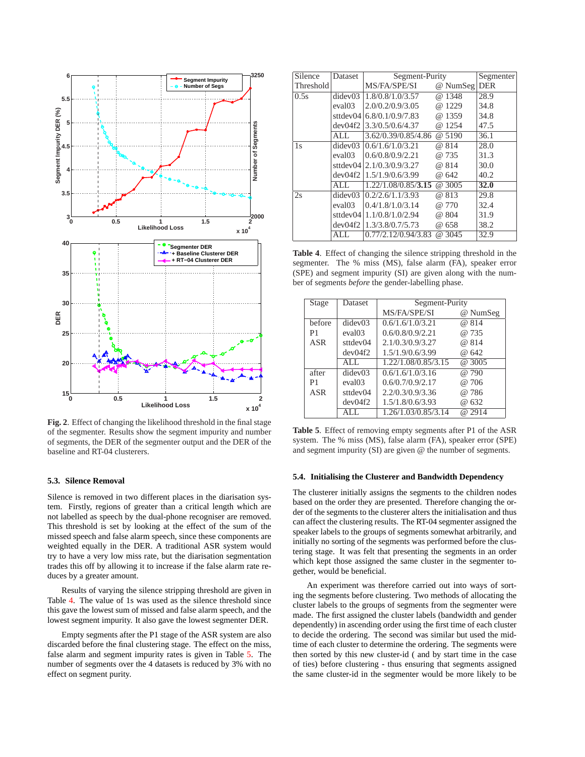6
5.5
5
4.5
4
3.5
3
3250
2000
0
0.5
1
1.5
2
x 10^4
Segment Impurity DER (%)
Number of Segments
Likelihood Loss
Segment Impurity
Number of Segs

40
35
30
25
20
15
0
0.5
1
1.5
2
x 10^4
DER
Likelihood Loss
Segmenter DER
+ Baseline Clusterer DER
+ RT−04 Clusterer DER

**Fig. 2**. Effect of changing the likelihood threshold in the final stage of the segmenter. Results show the segment impurity and number of segments, the DER of the segmenter output and the DER of the baseline and RT-04 clusterers.

### 5.3. Silence Removal

Silence is removed in two different places in the diarisation system. Firstly, regions of greater than a critical length which are not labelled as speech by the dual-phone recogniser are removed. This threshold is set by looking at the effect of the sum of the missed speech and false alarm speech, since these components are weighted equally in the DER. A traditional ASR system would try to have a very low miss rate, but the diarisation segmentation trades this off by allowing it to increase if the false alarm rate reduces by a greater amount.

Results of varying the silence stripping threshold are given in Table 4. The value of 1s was used as the silence threshold since this gave the lowest sum of missed and false alarm speech, and the lowest segment impurity. It also gave the lowest segmenter DER.

Empty segments after the P1 stage of the ASR system are also discarded before the final clustering stage. The effect on the miss, false alarm and segment impurity rates is given in Table 5. The number of segments over the 4 datasets is reduced by 3% with no effect on segment purity.

| Silence Threshold | Dataset | Segment-Purity MS/FA/SPE/SI | @ NumSeg | Segmenter DER |
|---|---|---|---|---|
| 0.5s | didev03 | 1.8/0.8/1.0/3.57 | @ 1348 | 28.9 |
| | eval03 | 2.0/0.2/0.9/3.05 | @ 1229 | 34.8 |
| | sttdev04 | 6.8/0.1/0.9/7.83 | @ 1359 | 34.8 |
| | dev04f2 | 3.3/0.5/0.6/4.37 | @ 1254 | 47.5 |
| | ALL | 3.62/0.39/0.85/4.86 | @ 5190 | 36.1 |
| 1s | didev03 | 0.6/1.6/1.0/3.21 | @ 814 | 28.0 |
| | eval03 | 0.6/0.8/0.9/2.21 | @ 735 | 31.3 |
| | sttdev04 | 2.1/0.3/0.9/3.27 | @ 814 | 30.0 |
| | dev04f2 | 1.5/1.9/0.6/3.99 | @ 642 | 40.2 |
| | ALL | 1.22/1.08/0.85/**3.15** | @ 3005 | **32.0** |
| 2s | didev03 | 0.2/2.6/1.1/3.93 | @ 813 | 29.8 |
| | eval03 | 0.4/1.8/1.0/3.14 | @ 770 | 32.4 |
| | sttdev04 | 1.1/0.8/1.0/2.94 | @ 804 | 31.9 |
| | dev04f2 | 1.3/3.8/0.7/5.73 | @ 658 | 38.2 |
| | ALL | 0.77/2.12/0.94/3.83 | @ 3045 | 32.9 |

**Table 4**. Effect of changing the silence stripping threshold in the segmenter. The % miss (MS), false alarm (FA), speaker error (SPE) and segment impurity (SI) are given along with the number of segments *before* the gender-labelling phase.

| Stage | Dataset | Segment-Purity MS/FA/SPE/SI | @ NumSeg |
|---|---|---|---|
| before P1 ASR | didev03 | 0.6/1.6/1.0/3.21 | @ 814 |
| | eval03 | 0.6/0.8/0.9/2.21 | @ 735 |
| | sttdev04 | 2.1/0.3/0.9/3.27 | @ 814 |
| | dev04f2 | 1.5/1.9/0.6/3.99 | @ 642 |
| | ALL | 1.22/1.08/0.85/3.15 | @ 3005 |
| after P1 ASR | didev03 | 0.6/1.6/1.0/3.16 | @ 790 |
| | eval03 | 0.6/0.7/0.9/2.17 | @ 706 |
| | sttdev04 | 2.2/0.3/0.9/3.36 | @ 786 |
| | dev04f2 | 1.5/1.8/0.6/3.93 | @ 632 |
| | ALL | 1.26/1.03/0.85/3.14 | @ 2914 |

**Table 5**. Effect of removing empty segments after P1 of the ASR system. The % miss (MS), false alarm (FA), speaker error (SPE) and segment impurity (SI) are given @ the number of segments.

### 5.4. Initialising the Clusterer and Bandwidth Dependency

The clusterer initially assigns the segments to the children nodes based on the order they are presented. Therefore changing the order of the segments to the clusterer alters the initialisation and thus can affect the clustering results. The RT-04 segmenter assigned the speaker labels to the groups of segments somewhat arbitrarily, and initially no sorting of the segments was performed before the clustering stage. It was felt that presenting the segments in an order which kept those assigned the same cluster in the segmenter together, would be beneficial.

An experiment was therefore carried out into ways of sorting the segments before clustering. Two methods of allocating the cluster labels to the groups of segments from the segmenter were made. The first assigned the cluster labels (bandwidth and gender dependently) in ascending order using the first time of each cluster to decide the ordering. The second was similar but used the mid-time of each cluster to determine the ordering. The segments were then sorted by this new cluster-id ( and by start time in the case of ties) before clustering - thus ensuring that segments assigned the same cluster-id in the segmenter would be more likely to be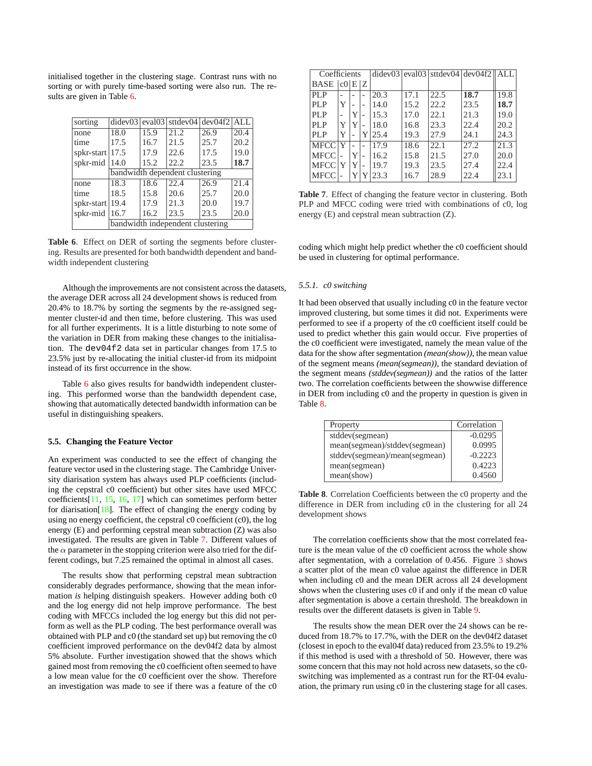initialised together in the clustering stage. Contrast runs with no sorting or with purely time-based sorting were also run. The results are given in Table 6.

| sorting | didev03 | eval03 | sttdev04 | dev04f2 | ALL |
|---|---|---|---|---|---|
| none | 18.0 | 15.9 | 21.2 | 26.9 | 20.4 |
| time | 17.5 | 16.7 | 21.5 | 25.7 | 20.2 |
| spkr-start | 17.5 | 17.9 | 22.6 | 17.5 | 19.0 |
| spkr-mid | 14.0 | 15.2 | 22.2 | 23.5 | **18.7** |
| | bandwidth dependent clustering | | | | |
| none | 18.3 | 18.6 | 22.4 | 26.9 | 21.4 |
| time | 18.5 | 15.8 | 20.6 | 25.7 | 20.0 |
| spkr-start | 19.4 | 17.9 | 21.3 | 20.0 | 19.7 |
| spkr-mid | 16.7 | 16.2 | 23.5 | 23.5 | 20.0 |
| | bandwidth independent clustering | | | | |

**Table 6**. Effect on DER of sorting the segments before clustering. Results are presented for both bandwidth dependent and bandwidth independent clustering

Although the improvements are not consistent across the datasets, the average DER across all 24 development shows is reduced from 20.4% to 18.7% by sorting the segments by the re-assigned segmenter cluster-id and then time, before clustering. This was used for all further experiments. It is a little disturbing to note some of the variation in DER from making these changes to the initialisation. The `dev04f2` data set in particular changes from 17.5 to 23.5% just by re-allocating the initial cluster-id from its midpoint instead of its first occurrence in the show.

Table 6 also gives results for bandwidth independent clustering. This performed worse than the bandwidth dependent case, showing that automatically detected bandwidth information can be useful in distinguishing speakers.

### 5.5. Changing the Feature Vector

An experiment was conducted to see the effect of changing the feature vector used in the clustering stage. The Cambridge University diarisation system has always used PLP coefficients (including the cepstral c0 coefficient) but other sites have used MFCC coefficients[11, 15, 16, 17] which can sometimes perform better for diarisation[18]. The effect of changing the energy coding by using no energy coefficient, the cepstral c0 coefficient (c0), the log energy (E) and performing cepstral mean subtraction (Z) was also investigated. The results are given in Table 7. Different values of the $\alpha$ parameter in the stopping criterion were also tried for the different codings, but 7.25 remained the optimal in almost all cases.

The results show that performing cepstral mean subtraction considerably degrades performance, showing that the mean information *is* helping distinguish speakers. However adding both c0 and the log energy did not help improve performance. The best coding with MFCCs included the log energy but this did not perform as well as the PLP coding. The best performance overall was obtained with PLP and c0 (the standard set up) but removing the c0 coefficient improved performance on the dev04f2 data by almost 5% absolute. Further investigation showed that the shows which gained most from removing the c0 coefficient often seemed to have a low mean value for the c0 coefficient over the show. Therefore an investigation was made to see if there was a feature of the c0 coding which might help predict whether the c0 coefficient should be used in clustering for optimal performance.

| Coefficients | | | | didev03 | eval03 | sttdev04 | dev04f2 | ALL |
|---|---|---|---|---|---|---|---|---|
| BASE | c0 | E | Z | | | | | |
| PLP | - | - | - | 20.3 | 17.1 | 22.5 | **18.7** | 19.8 |
| PLP | Y | - | - | 14.0 | 15.2 | 22.2 | 23.5 | **18.7** |
| PLP | - | Y | - | 15.3 | 17.0 | 22.1 | 21.3 | 19.0 |
| PLP | Y | Y | - | 18.0 | 16.8 | 23.3 | 22.4 | 20.2 |
| PLP | Y | - | Y | 25.4 | 19.3 | 27.9 | 24.1 | 24.3 |
| MFCC | Y | - | - | 17.9 | 18.6 | 22.1 | 27.2 | 21.3 |
| MFCC | - | Y | - | 16.2 | 15.8 | 21.5 | 27.0 | 20.0 |
| MFCC | Y | Y | - | 19.7 | 19.3 | 23.5 | 27.4 | 22.4 |
| MFCC | - | Y | Y | 23.3 | 16.7 | 28.9 | 22.4 | 23.1 |

**Table 7**. Effect of changing the feature vector in clustering. Both PLP and MFCC coding were tried with combinations of c0, log energy (E) and cepstral mean subtraction (Z).

#### 5.5.1. *c0 switching*

It had been observed that usually including c0 in the feature vector improved clustering, but some times it did not. Experiments were performed to see if a property of the c0 coefficient itself could be used to predict whether this gain would occur. Five properties of the c0 coefficient were investigated, namely the mean value of the data for the show after segmentation *(mean(show))*, the mean value of the segment means *(mean(segmean))*, the standard deviation of the segment means *(stddev(segmean))* and the ratios of the latter two. The correlation coefficients between the showwise difference in DER from including c0 and the property in question is given in Table 8.

| Property | Correlation |
|---|---|
| stddev(segmean) | -0.0295 |
| mean(segmean)/stddev(segmean) | 0.0995 |
| stddev(segmean)/mean(segmean) | -0.2223 |
| mean(segmean) | 0.4223 |
| mean(show) | 0.4560 |

**Table 8**. Correlation Coefficients between the c0 property and the difference in DER from including c0 in the clustering for all 24 development shows

The correlation coefficients show that the most correlated feature is the mean value of the c0 coefficient across the whole show after segmentation, with a correlation of 0.456. Figure 3 shows a scatter plot of the mean c0 value against the difference in DER when including c0 and the mean DER across all 24 development shows when the clustering uses c0 if and only if the mean c0 value after segmentation is above a certain threshold. The breakdown in results over the different datasets is given in Table 9.

The results show the mean DER over the 24 shows can be reduced from 18.7% to 17.7%, with the DER on the dev04f2 dataset (closest in epoch to the eval04f data) reduced from 23.5% to 19.2% if this method is used with a threshold of 50. However, there was some concern that this may not hold across new datasets, so the c0-switching was implemented as a contrast run for the RT-04 evaluation, the primary run using c0 in the clustering stage for all cases.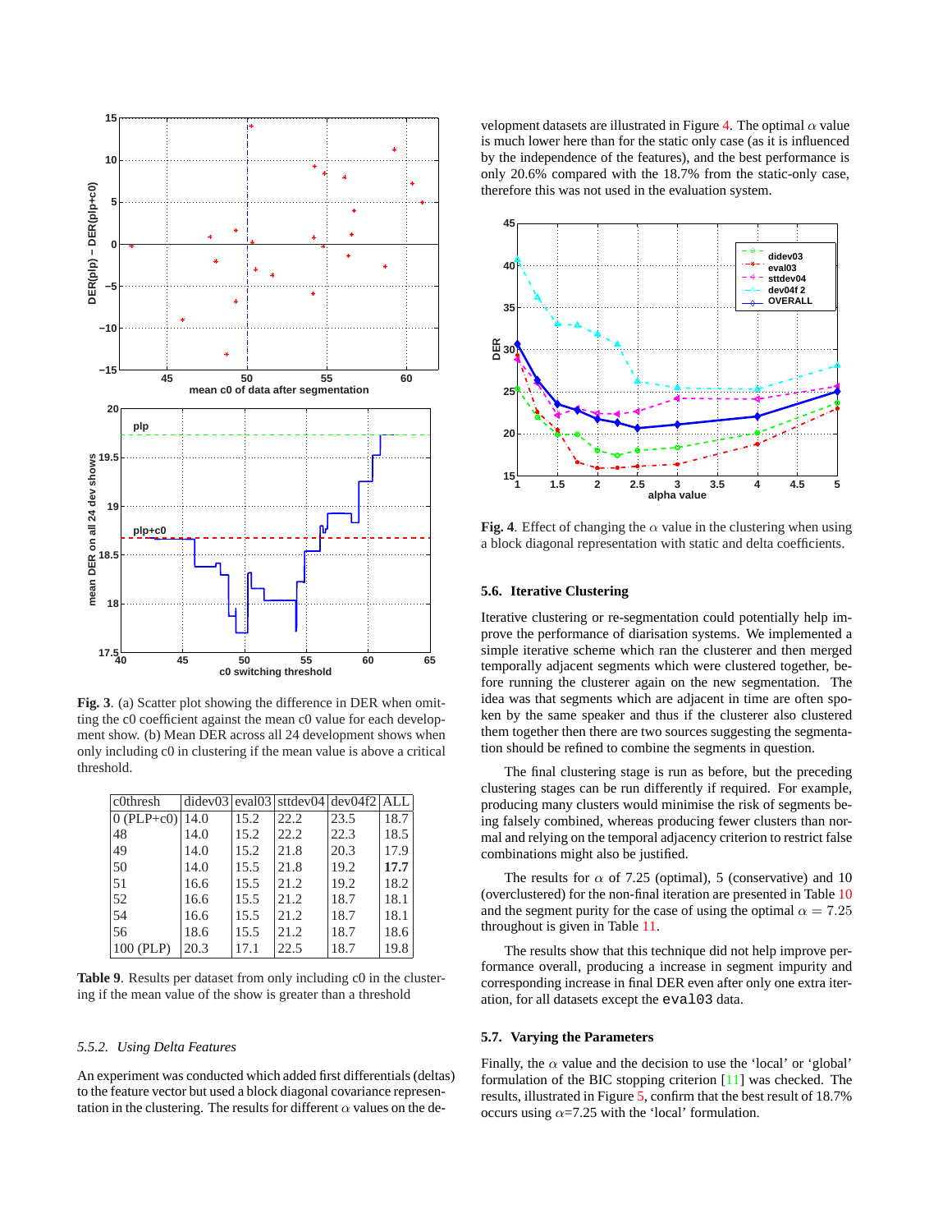15
10
5
0
−5
−10
−15
45
50
55
60
DER(plp) − DER(plp+c0)
mean c0 of data after segmentation

20
19.5
19
18.5
18
17.5
40
45
50
55
60
65
plp
plp+c0
mean DER on all 24 dev shows
c0 switching threshold

**Fig. 3**. (a) Scatter plot showing the difference in DER when omitting the c0 coefficient against the mean c0 value for each development show. (b) Mean DER across all 24 development shows when only including c0 in clustering if the mean value is above a critical threshold.

| c0thresh | didev03 | eval03 | sttdev04 | dev04f2 | ALL |
|---|---|---|---|---|---|
| 0 (PLP+c0) | 14.0 | 15.2 | 22.2 | 23.5 | 18.7 |
| 48 | 14.0 | 15.2 | 22.2 | 22.3 | 18.5 |
| 49 | 14.0 | 15.2 | 21.8 | 20.3 | 17.9 |
| 50 | 14.0 | 15.5 | 21.8 | 19.2 | **17.7** |
| 51 | 16.6 | 15.5 | 21.2 | 19.2 | 18.2 |
| 52 | 16.6 | 15.5 | 21.2 | 18.7 | 18.1 |
| 54 | 16.6 | 15.5 | 21.2 | 18.7 | 18.1 |
| 56 | 18.6 | 15.5 | 21.2 | 18.7 | 18.6 |
| 100 (PLP) | 20.3 | 17.1 | 22.5 | 18.7 | 19.8 |

**Table 9**. Results per dataset from only including c0 in the clustering if the mean value of the show is greater than a threshold

### *5.5.2. Using Delta Features*

An experiment was conducted which added first differentials (deltas) to the feature vector but used a block diagonal covariance representation in the clustering. The results for different $\alpha$ values on the development datasets are illustrated in Figure 4. The optimal $\alpha$ value is much lower here than for the static only case (as it is influenced by the independence of the features), and the best performance is only 20.6% compared with the 18.7% from the static-only case, therefore this was not used in the evaluation system.

45
40
35
30
25
20
15
1
1.5
2
2.5
3
3.5
4
4.5
5
DER
alpha value
didev03
eval03
sttdev04
dev04f 2
OVERALL

**Fig. 4**. Effect of changing the $\alpha$ value in the clustering when using a block diagonal representation with static and delta coefficients.

### **5.6. Iterative Clustering**

Iterative clustering or re-segmentation could potentially help improve the performance of diarisation systems. We implemented a simple iterative scheme which ran the clusterer and then merged temporally adjacent segments which were clustered together, before running the clusterer again on the new segmentation. The idea was that segments which are adjacent in time are often spoken by the same speaker and thus if the clusterer also clustered them together then there are two sources suggesting the segmentation should be refined to combine the segments in question.

The final clustering stage is run as before, but the preceding clustering stages can be run differently if required. For example, producing many clusters would minimise the risk of segments being falsely combined, whereas producing fewer clusters than normal and relying on the temporal adjacency criterion to restrict false combinations might also be justified.

The results for $\alpha$ of 7.25 (optimal), 5 (conservative) and 10 (overclustered) for the non-final iteration are presented in Table 10 and the segment purity for the case of using the optimal $\alpha = 7.25$ throughout is given in Table 11.

The results show that this technique did not help improve performance overall, producing a increase in segment impurity and corresponding increase in final DER even after only one extra iteration, for all datasets except the `eval03` data.

### **5.7. Varying the Parameters**

Finally, the $\alpha$ value and the decision to use the 'local' or 'global' formulation of the BIC stopping criterion [11] was checked. The results, illustrated in Figure 5, confirm that the best result of 18.7% occurs using $\alpha$=7.25 with the 'local' formulation.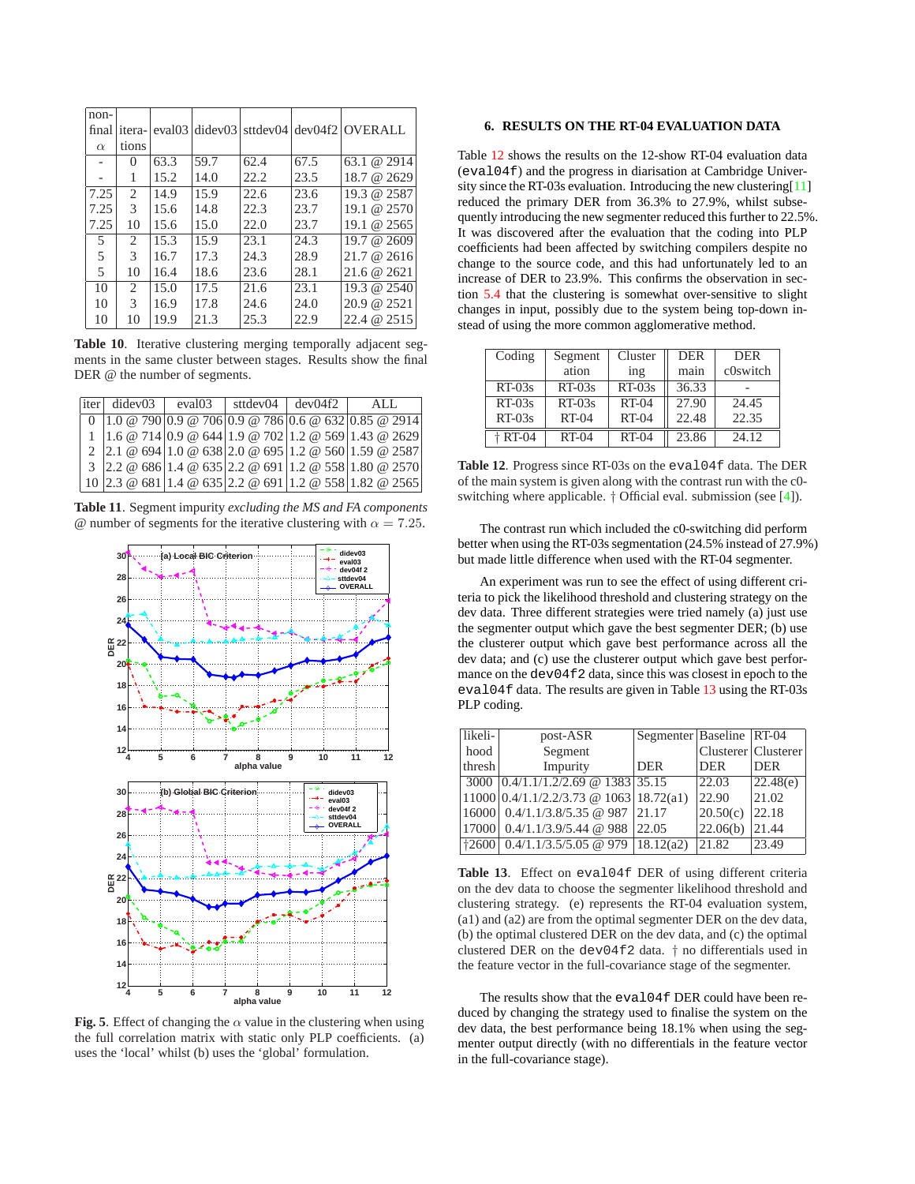| non-final $\alpha$ | itera-tions | eval03 | didev03 | sttdev04 | dev04f2 | OVERALL |
|---|---|---|---|---|---|---|
| - | 0 | 63.3 | 59.7 | 62.4 | 67.5 | 63.1 @ 2914 |
| - | 1 | 15.2 | 14.0 | 22.2 | 23.5 | 18.7 @ 2629 |
| 7.25 | 2 | 14.9 | 15.9 | 22.6 | 23.6 | 19.3 @ 2587 |
| 7.25 | 3 | 15.6 | 14.8 | 22.3 | 23.7 | 19.1 @ 2570 |
| 7.25 | 10 | 15.6 | 15.0 | 22.0 | 23.7 | 19.1 @ 2565 |
| 5 | 2 | 15.3 | 15.9 | 23.1 | 24.3 | 19.7 @ 2609 |
| 5 | 3 | 16.7 | 17.3 | 24.3 | 28.9 | 21.7 @ 2616 |
| 5 | 10 | 16.4 | 18.6 | 23.6 | 28.1 | 21.6 @ 2621 |
| 10 | 2 | 15.0 | 17.5 | 21.6 | 23.1 | 19.3 @ 2540 |
| 10 | 3 | 16.9 | 17.8 | 24.6 | 24.0 | 20.9 @ 2521 |
| 10 | 10 | 19.9 | 21.3 | 25.3 | 22.9 | 22.4 @ 2515 |

**Table 10**. Iterative clustering merging temporally adjacent segments in the same cluster between stages. Results show the final DER @ the number of segments.

| iter | didev03 | eval03 | sttdev04 | dev04f2 | ALL |
|---|---|---|---|---|---|
| 0 | 1.0 @ 790 | 0.9 @ 706 | 0.9 @ 786 | 0.6 @ 632 | 0.85 @ 2914 |
| 1 | 1.6 @ 714 | 0.9 @ 644 | 1.9 @ 702 | 1.2 @ 569 | 1.43 @ 2629 |
| 2 | 2.1 @ 694 | 1.0 @ 638 | 2.0 @ 695 | 1.2 @ 560 | 1.59 @ 2587 |
| 3 | 2.2 @ 686 | 1.4 @ 635 | 2.2 @ 691 | 1.2 @ 558 | 1.80 @ 2570 |
| 10 | 2.3 @ 681 | 1.4 @ 635 | 2.2 @ 691 | 1.2 @ 558 | 1.82 @ 2565 |

**Table 11**. Segment impurity *excluding the MS and FA components* @ number of segments for the iterative clustering with $\alpha = 7.25$.

**Fig. 5**. Effect of changing the $\alpha$ value in the clustering when using the full correlation matrix with static only PLP coefficients. (a) uses the 'local' whilst (b) uses the 'global' formulation.

## 6. RESULTS ON THE RT-04 EVALUATION DATA

Table 12 shows the results on the 12-show RT-04 evaluation data (eval04f) and the progress in diarisation at Cambridge University since the RT-03s evaluation. Introducing the new clustering[11] reduced the primary DER from 36.3% to 27.9%, whilst subsequently introducing the new segmenter reduced this further to 22.5%. It was discovered after the evaluation that the coding into PLP coefficients had been affected by switching compilers despite no change to the source code, and this had unfortunately led to an increase of DER to 23.9%. This confirms the observation in section 5.4 that the clustering is somewhat over-sensitive to slight changes in input, possibly due to the system being top-down instead of using the more common agglomerative method.

| Coding | Segmentation | Clustering | DER main | DER c0switch |
|---|---|---|---|---|
| RT-03s | RT-03s | RT-03s | 36.33 | - |
| RT-03s | RT-03s | RT-04 | 27.90 | 24.45 |
| RT-03s | RT-04 | RT-04 | 22.48 | 22.35 |
| † RT-04 | RT-04 | RT-04 | 23.86 | 24.12 |

**Table 12**. Progress since RT-03s on the eval04f data. The DER of the main system is given along with the contrast run with the c0-switching where applicable. † Official eval. submission (see [4]).

The contrast run which included the c0-switching did perform better when using the RT-03s segmentation (24.5% instead of 27.9%) but made little difference when used with the RT-04 segmenter.

An experiment was run to see the effect of using different criteria to pick the likelihood threshold and clustering strategy on the dev data. Three different strategies were tried namely (a) just use the segmenter output which gave the best segmenter DER; (b) use the clusterer output which gave best performance across all the dev data; and (c) use the clusterer output which gave best performance on the dev04f2 data, since this was closest in epoch to the eval04f data. The results are given in Table 13 using the RT-03s PLP coding.

| likelihood thresh | post-ASR Segment Impurity | Segmenter DER | Baseline Clusterer DER | RT-04 Clusterer DER |
|---|---|---|---|---|
| 3000 | 0.4/1.1/1.2/2.69 @ 1383 | 35.15 | 22.03 | 22.48(e) |
| 11000 | 0.4/1.1/2.2/3.73 @ 1063 | 18.72(a1) | 22.90 | 21.02 |
| 16000 | 0.4/1.1/3.8/5.35 @ 987 | 21.17 | 20.50(c) | 22.18 |
| 17000 | 0.4/1.1/3.9/5.44 @ 988 | 22.05 | 22.06(b) | 21.44 |
| †2600 | 0.4/1.1/3.5/5.05 @ 979 | 18.12(a2) | 21.82 | 23.49 |

**Table 13**. Effect on eval04f DER of using different criteria on the dev data to choose the segmenter likelihood threshold and clustering strategy. (e) represents the RT-04 evaluation system, (a1) and (a2) are from the optimal segmenter DER on the dev data, (b) the optimal clustered DER on the dev data, and (c) the optimal clustered DER on the dev04f2 data. † no differentials used in the feature vector in the full-covariance stage of the segmenter.

The results show that the eval04f DER could have been reduced by changing the strategy used to finalise the system on the dev data, the best performance being 18.1% when using the segmenter output directly (with no differentials in the feature vector in the full-covariance stage).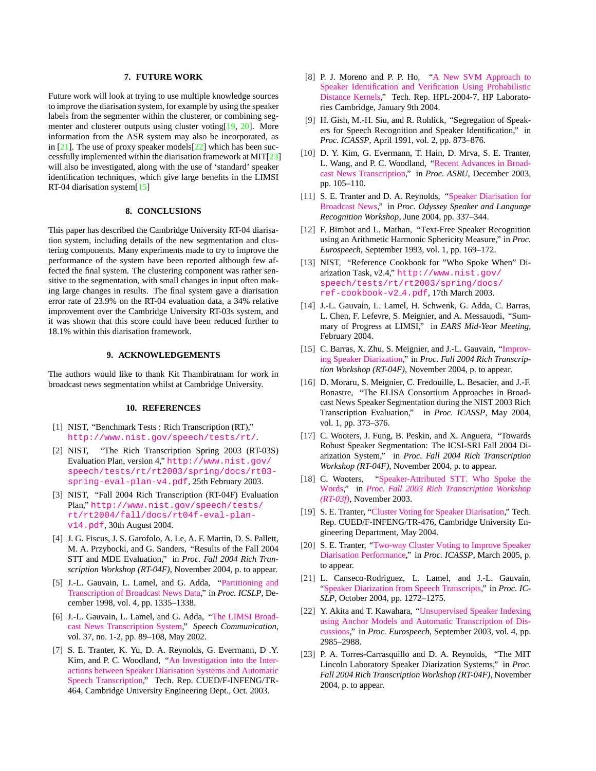## 7. FUTURE WORK

Future work will look at trying to use multiple knowledge sources to improve the diarisation system, for example by using the speaker labels from the segmenter within the clusterer, or combining segmenter and clusterer outputs using cluster voting[19, 20]. More information from the ASR system may also be incorporated, as in [21]. The use of proxy speaker models[22] which has been successfully implemented within the diarisation framework at MIT[23] will also be investigated, along with the use of 'standard' speaker identification techniques, which give large benefits in the LIMSI RT-04 diarisation system[15]

## 8. CONCLUSIONS

This paper has described the Cambridge University RT-04 diarisation system, including details of the new segmentation and clustering components. Many experiments made to try to improve the performance of the system have been reported although few affected the final system. The clustering component was rather sensitive to the segmentation, with small changes in input often making large changes in results. The final system gave a diarisation error rate of 23.9% on the RT-04 evaluation data, a 34% relative improvement over the Cambridge University RT-03s system, and it was shown that this score could have been reduced further to 18.1% within this diarisation framework.

## 9. ACKNOWLEDGEMENTS

The authors would like to thank Kit Thambiratnam for work in broadcast news segmentation whilst at Cambridge University.

## 10. REFERENCES

[1] NIST, "Benchmark Tests : Rich Transcription (RT)," `http://www.nist.gov/speech/tests/rt/`.

[2] NIST, "The Rich Transcription Spring 2003 (RT-03S) Evaluation Plan, version 4," `http://www.nist.gov/speech/tests/rt/rt2003/spring/docs/rt03-spring-eval-plan-v4.pdf`, 25th February 2003.

[3] NIST, "Fall 2004 Rich Transcription (RT-04F) Evaluation Plan," `http://www.nist.gov/speech/tests/rt/rt2004/fall/docs/rt04f-eval-plan-v14.pdf`, 30th August 2004.

[4] J. G. Fiscus, J. S. Garofolo, A. Le, A. F. Martin, D. S. Pallett, M. A. Przybocki, and G. Sanders, "Results of the Fall 2004 STT and MDE Evaluation," in *Proc. Fall 2004 Rich Transcription Workshop (RT-04F)*, November 2004, p. to appear.

[5] J.-L. Gauvain, L. Lamel, and G. Adda, "Partitioning and Transcription of Broadcast News Data," in *Proc. ICSLP*, December 1998, vol. 4, pp. 1335–1338.

[6] J.-L. Gauvain, L. Lamel, and G. Adda, "The LIMSI Broadcast News Transcription System," *Speech Communication*, vol. 37, no. 1-2, pp. 89–108, May 2002.

[7] S. E. Tranter, K. Yu, D. A. Reynolds, G. Evermann, D .Y. Kim, and P. C. Woodland, "An Investigation into the Interactions between Speaker Diarisation Systems and Automatic Speech Transcription," Tech. Rep. CUED/F-INFENG/TR-464, Cambridge University Engineering Dept., Oct. 2003.

[8] P. J. Moreno and P. P. Ho, "A New SVM Approach to Speaker Identification and Verification Using Probabilistic Distance Kernels," Tech. Rep. HPL-2004-7, HP Laboratories Cambridge, January 9th 2004.

[9] H. Gish, M.-H. Siu, and R. Rohlick, "Segregation of Speakers for Speech Recognition and Speaker Identification," in *Proc. ICASSP*, April 1991, vol. 2, pp. 873–876.

[10] D. Y. Kim, G. Evermann, T. Hain, D. Mrva, S. E. Tranter, L. Wang, and P. C. Woodland, "Recent Advances in Broadcast News Transcription," in *Proc. ASRU*, December 2003, pp. 105–110.

[11] S. E. Tranter and D. A. Reynolds, "Speaker Diarisation for Broadcast News," in *Proc. Odyssey Speaker and Language Recognition Workshop*, June 2004, pp. 337–344.

[12] F. Bimbot and L. Mathan, "Text-Free Speaker Recognition using an Arithmetic Harmonic Sphericity Measure," in *Proc. Eurospeech*, September 1993, vol. 1, pp. 169–172.

[13] NIST, "Reference Cookbook for "Who Spoke When" Diarization Task, v2.4," `http://www.nist.gov/speech/tests/rt/rt2003/spring/docs/ref-cookbook-v2_4.pdf`, 17th March 2003.

[14] J.-L. Gauvain, L. Lamel, H. Schwenk, G. Adda, C. Barras, L. Chen, F. Lefevre, S. Meignier, and A. Messaudi, "Summary of Progress at LIMSI," in *EARS Mid-Year Meeting*, February 2004.

[15] C. Barras, X. Zhu, S. Meignier, and J.-L. Gauvain, "Improving Speaker Diarization," in *Proc. Fall 2004 Rich Transcription Workshop (RT-04F)*, November 2004, p. to appear.

[16] D. Moraru, S. Meignier, C. Fredouille, L. Besacier, and J.-F. Bonastre, "The ELISA Consortium Approaches in Broadcast News Speaker Segmentation during the NIST 2003 Rich Transcription Evaluation," in *Proc. ICASSP*, May 2004, vol. 1, pp. 373–376.

[17] C. Wooters, J. Fung, B. Peskin, and X. Anguera, "Towards Robust Speaker Segmentation: The ICSI-SRI Fall 2004 Diarization System," in *Proc. Fall 2004 Rich Transcription Workshop (RT-04F)*, November 2004, p. to appear.

[18] C. Wooters, "Speaker-Attributed STT. Who Spoke the Words," in *Proc. Fall 2003 Rich Transcription Workshop (RT-03f)*, November 2003.

[19] S. E. Tranter, "Cluster Voting for Speaker Diarisation," Tech. Rep. CUED/F-INFENG/TR-476, Cambridge University Engineering Department, May 2004.

[20] S. E. Tranter, "Two-way Cluster Voting to Improve Speaker Diarisation Performance," in *Proc. ICASSP*, March 2005, p. to appear.

[21] L. Canseco-Rodriguez, L. Lamel, and J.-L. Gauvain, "Speaker Diarization from Speech Transcripts," in *Proc. ICSLP*, October 2004, pp. 1272–1275.

[22] Y. Akita and T. Kawahara, "Unsupervised Speaker Indexing using Anchor Models and Automatic Transcription of Discussions," in *Proc. Eurospeech*, September 2003, vol. 4, pp. 2985–2988.

[23] P. A. Torres-Carrasquillo and D. A. Reynolds, "The MIT Lincoln Laboratory Speaker Diarization Systems," in *Proc. Fall 2004 Rich Transcription Workshop (RT-04F)*, November 2004, p. to appear.